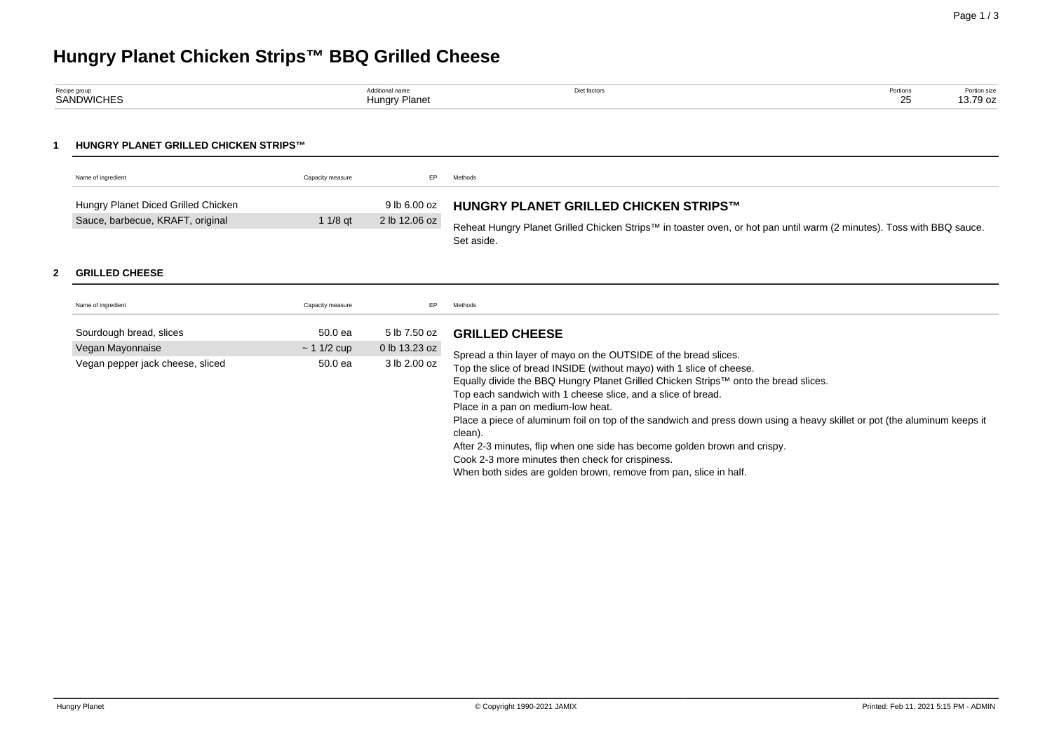# Hungry Planet Chicken Strips™ BBQ Grilled Cheese

| Recipe group | Additional name | Diet factors | Portions | Portion size |
|---|---|---|---|---|
| SANDWICHES | Hungry Planet | | 25 | 13.79 oz |

## 1 HUNGRY PLANET GRILLED CHICKEN STRIPS™

| Name of ingredient | Capacity measure | EP |
|---|---|---|
| Hungry Planet Diced Grilled Chicken | | 9 lb 6.00 oz |
| Sauce, barbecue, KRAFT, original | 1 1/8 qt | 2 lb 12.06 oz |

**Methods**

### HUNGRY PLANET GRILLED CHICKEN STRIPS™

Reheat Hungry Planet Grilled Chicken Strips™ in toaster oven, or hot pan until warm (2 minutes). Toss with BBQ sauce. Set aside.

## 2 GRILLED CHEESE

| Name of ingredient | Capacity measure | EP |
|---|---|---|
| Sourdough bread, slices | 50.0 ea | 5 lb 7.50 oz |
| Vegan Mayonnaise | ~ 1 1/2 cup | 0 lb 13.23 oz |
| Vegan pepper jack cheese, sliced | 50.0 ea | 3 lb 2.00 oz |

**Methods**

### GRILLED CHEESE

Spread a thin layer of mayo on the OUTSIDE of the bread slices.
Top the slice of bread INSIDE (without mayo) with 1 slice of cheese.
Equally divide the BBQ Hungry Planet Grilled Chicken Strips™ onto the bread slices.
Top each sandwich with 1 cheese slice, and a slice of bread.
Place in a pan on medium-low heat.
Place a piece of aluminum foil on top of the sandwich and press down using a heavy skillet or pot (the aluminum keeps it clean).
After 2-3 minutes, flip when one side has become golden brown and crispy.
Cook 2-3 more minutes then check for crispiness.
When both sides are golden brown, remove from pan, slice in half.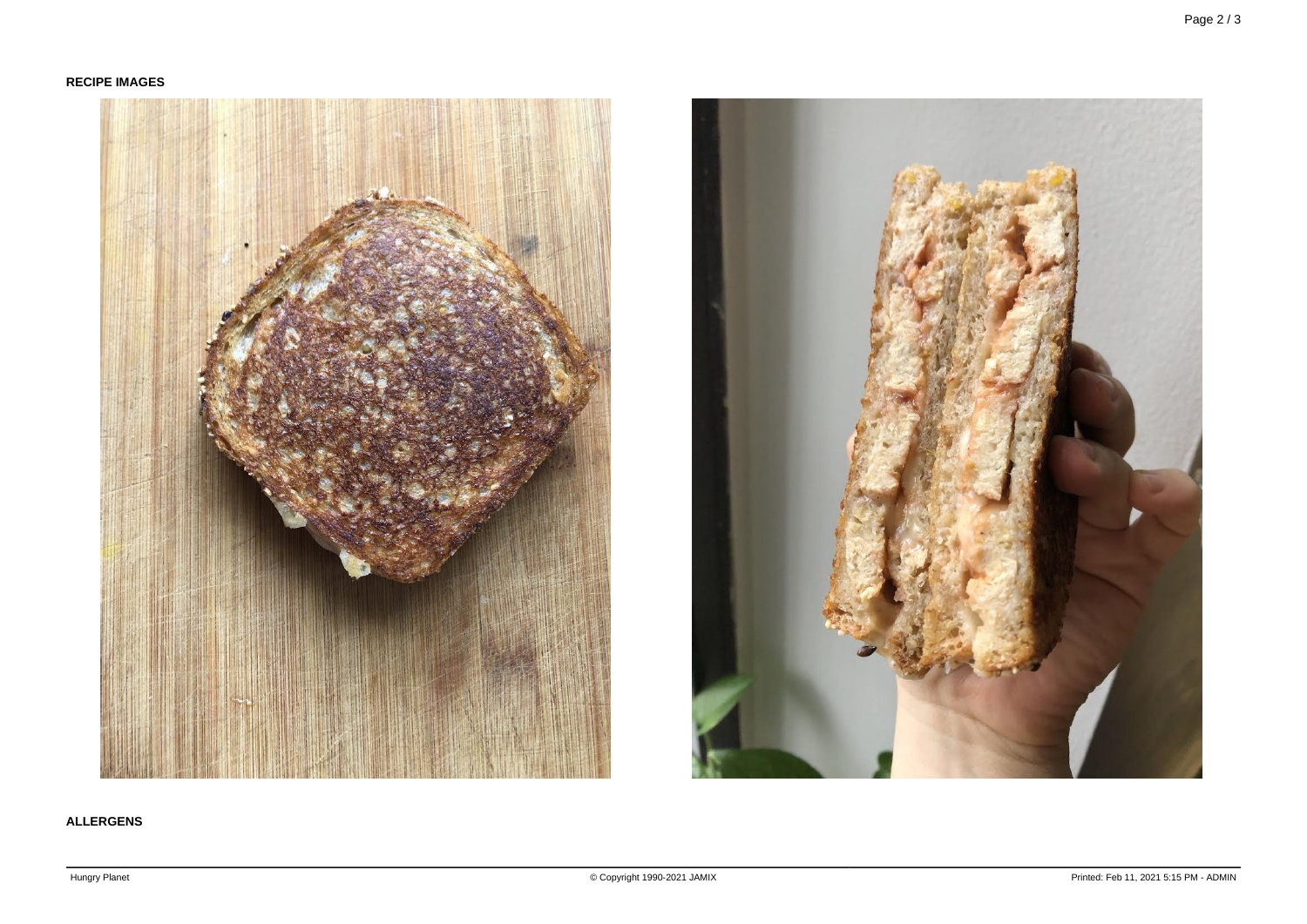**RECIPE IMAGES**

**ALLERGENS**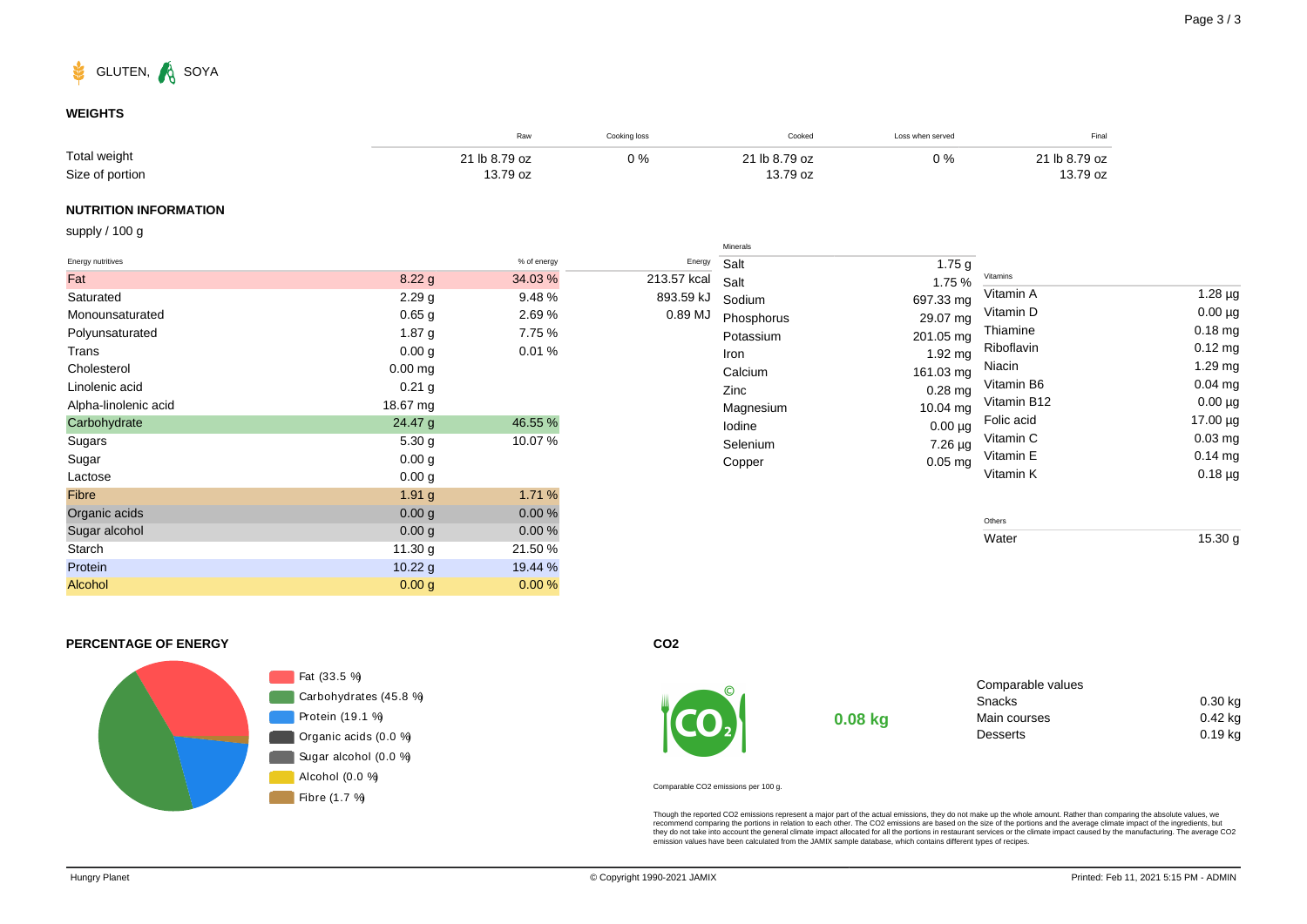GLUTEN, SOYA

## WEIGHTS

| | Raw | Cooking loss | Cooked | Loss when served | Final |
|---|---|---|---|---|---|
| Total weight | 21 lb 8.79 oz | 0 % | 21 lb 8.79 oz | 0 % | 21 lb 8.79 oz |
| Size of portion | 13.79 oz | | 13.79 oz | | 13.79 oz |

## NUTRITION INFORMATION

supply / 100 g

| Energy nutritives | | % of energy |
|---|---|---|
| Fat | 8.22 g | 34.03 % |
| Saturated | 2.29 g | 9.48 % |
| Monounsaturated | 0.65 g | 2.69 % |
| Polyunsaturated | 1.87 g | 7.75 % |
| Trans | 0.00 g | 0.01 % |
| Cholesterol | 0.00 mg | |
| Linolenic acid | 0.21 g | |
| Alpha-linolenic acid | 18.67 mg | |
| Carbohydrate | 24.47 g | 46.55 % |
| Sugars | 5.30 g | 10.07 % |
| Sugar | 0.00 g | |
| Lactose | 0.00 g | |
| Fibre | 1.91 g | 1.71 % |
| Organic acids | 0.00 g | 0.00 % |
| Sugar alcohol | 0.00 g | 0.00 % |
| Starch | 11.30 g | 21.50 % |
| Protein | 10.22 g | 19.44 % |
| Alcohol | 0.00 g | 0.00 % |

| Energy |
|---|
| 213.57 kcal |
| 893.59 kJ |
| 0.89 MJ |

| Minerals | |
|---|---|
| Salt | 1.75 g |
| Salt | 1.75 % |
| Sodium | 697.33 mg |
| Phosphorus | 29.07 mg |
| Potassium | 201.05 mg |
| Iron | 1.92 mg |
| Calcium | 161.03 mg |
| Zinc | 0.28 mg |
| Magnesium | 10.04 mg |
| Iodine | 0.00 µg |
| Selenium | 7.26 µg |
| Copper | 0.05 mg |

| Vitamins | |
|---|---|
| Vitamin A | 1.28 µg |
| Vitamin D | 0.00 µg |
| Thiamine | 0.18 mg |
| Riboflavin | 0.12 mg |
| Niacin | 1.29 mg |
| Vitamin B6 | 0.04 mg |
| Vitamin B12 | 0.00 µg |
| Folic acid | 17.00 µg |
| Vitamin C | 0.03 mg |
| Vitamin E | 0.14 mg |
| Vitamin K | 0.18 µg |

| Others | |
|---|---|
| Water | 15.30 g |

## PERCENTAGE OF ENERGY

Fat (33.5 %)
Carbohydrates (45.8 %)
Protein (19.1 %)
Organic acids (0.0 %)
Sugar alcohol (0.0 %)
Alcohol (0.0 %)
Fibre (1.7 %)

## $CO_2$

**0.08 kg**

| Comparable values | |
|---|---|
| Snacks | 0.30 kg |
| Main courses | 0.42 kg |
| Desserts | 0.19 kg |

Comparable $CO_2$ emissions per 100 g.

Though the reported $CO_2$ emissions represent a major part of the actual emissions, they do not make up the whole amount. Rather than comparing the absolute values, we recommend comparing the portions in relation to each other. The $CO_2$ emissions are based on the size of the portions and the average climate impact of the ingredients, but they do not take into account the general climate impact allocated for all the portions in restaurant services or the climate impact caused by the manufacturing. The average $CO_2$ emission values have been calculated from the JAMIX sample database, which contains different types of recipes.

Hungry Planet © Copyright 1990-2021 JAMIX Printed: Feb 11, 2021 5:15 PM - ADMIN